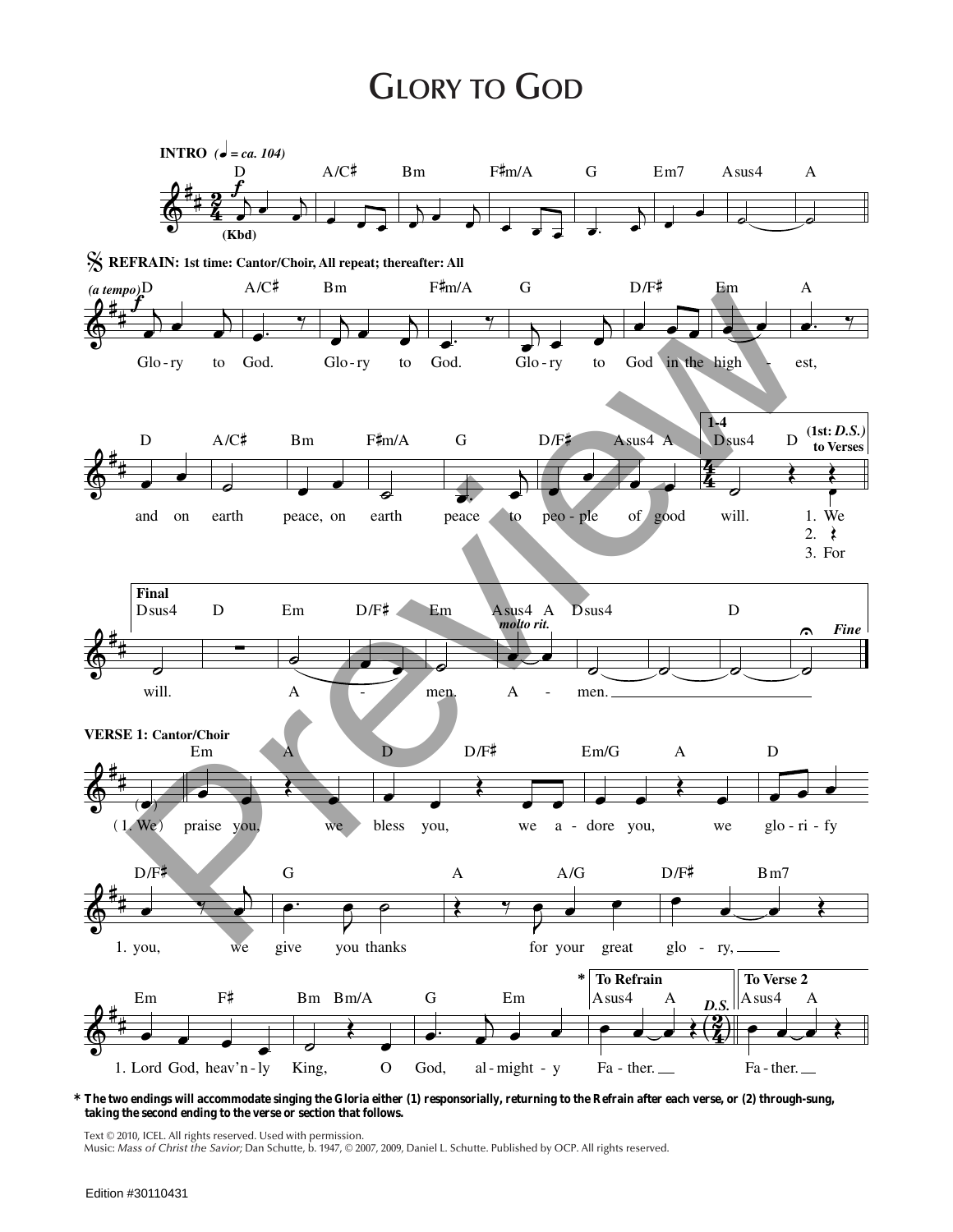# Glory to God

**INTRO** (♩ = ca. 104)

D A/C♯ Bm F♯m/A G Em7 Asus4 A

**REFRAIN: 1st time: Cantor/Choir, All repeat; thereafter: All**

Glo-ry to God. Glo-ry to God. Glo-ry to God in the high-est,

and on earth peace, on earth peace to peo-ple of good will.

(1st: *D.S.*) to Verses

1. We
2.
3. For

**Final**

will. A-men. A-men.

*Fine*

**VERSE 1: Cantor/Choir**

(1. We) praise you, we bless you, we a-dore you, we glo-ri-fy

1. you, we give you thanks for your great glo-ry,

1. Lord God, heav'n-ly King, O God, al-might-y Fa-ther.

\* **To Refrain** *D.S.* **To Verse 2** Fa-ther.

\* **The two endings will accommodate singing the Gloria either (1) responsorially, returning to the Refrain after each verse, or (2) through-sung, taking the second ending to the verse or section that follows.**

Text © 2010, ICEL. All rights reserved. Used with permission.
Music: *Mass of Christ the Savior;* Dan Schutte, b. 1947, © 2007, 2009, Daniel L. Schutte. Published by OCP. All rights reserved.

Edition #30110431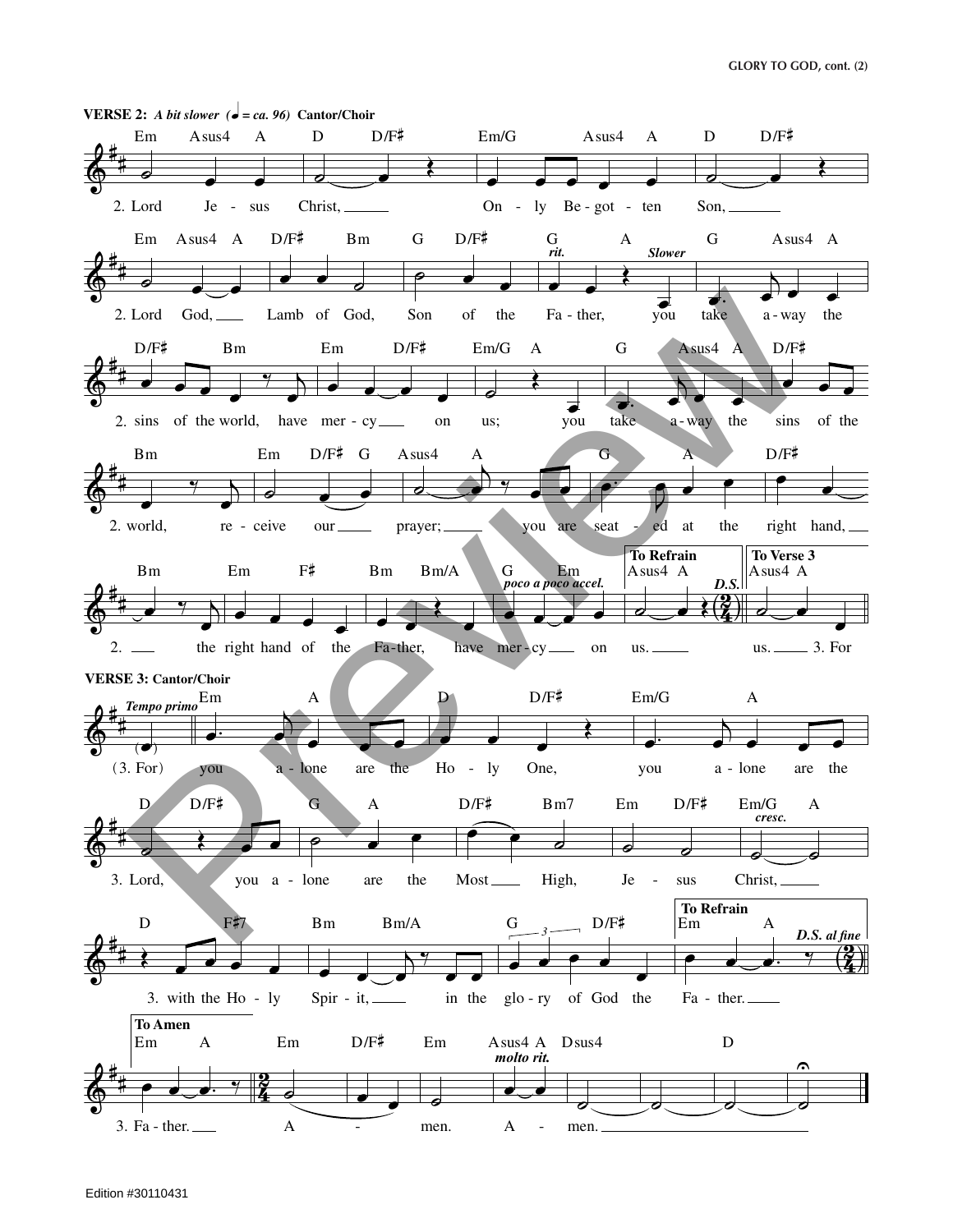**VERSE 2:** *A bit slower* (♩ = ca. 96) **Cantor/Choir**

2. Lord Je - sus Christ, On - ly Be - got - ten Son,

2. Lord God, Lamb of God, Son of the Fa - ther, you take a - way the

2. sins of the world, have mer - cy on us; you take a - way the sins of the

2. world, re - ceive our prayer; you are seat - ed at the right hand,

2. the right hand of the Fa - ther, have mer - cy on us. us. 3. For

**To Refrain** *D.S.* **To Verse 3**

**VERSE 3: Cantor/Choir**

*Tempo primo*

(3. For) you a - lone are the Ho - ly One, you a - lone are the

3. Lord, you a - lone are the Most High, Je - sus Christ,

3. with the Ho - ly Spir - it, in the glo - ry of God the Fa - ther.

**To Refrain** *D.S. al fine*

**To Amen**

3. Fa - ther. A - men. A - men.

Edition #30110431